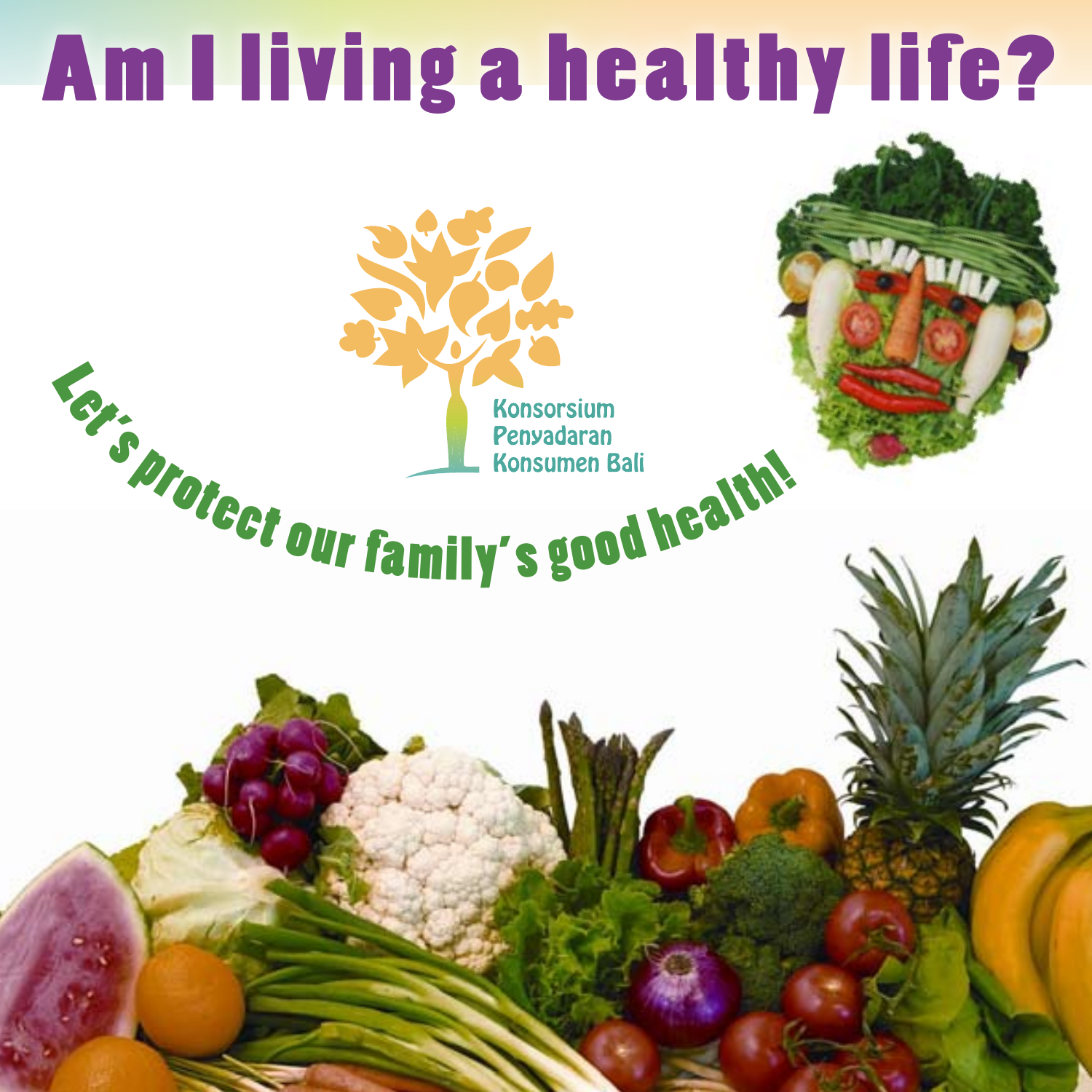# Am I living a healthy life?

Konsorsium
Penyadaran
Konsumen Bali

Let's protect our family's good health!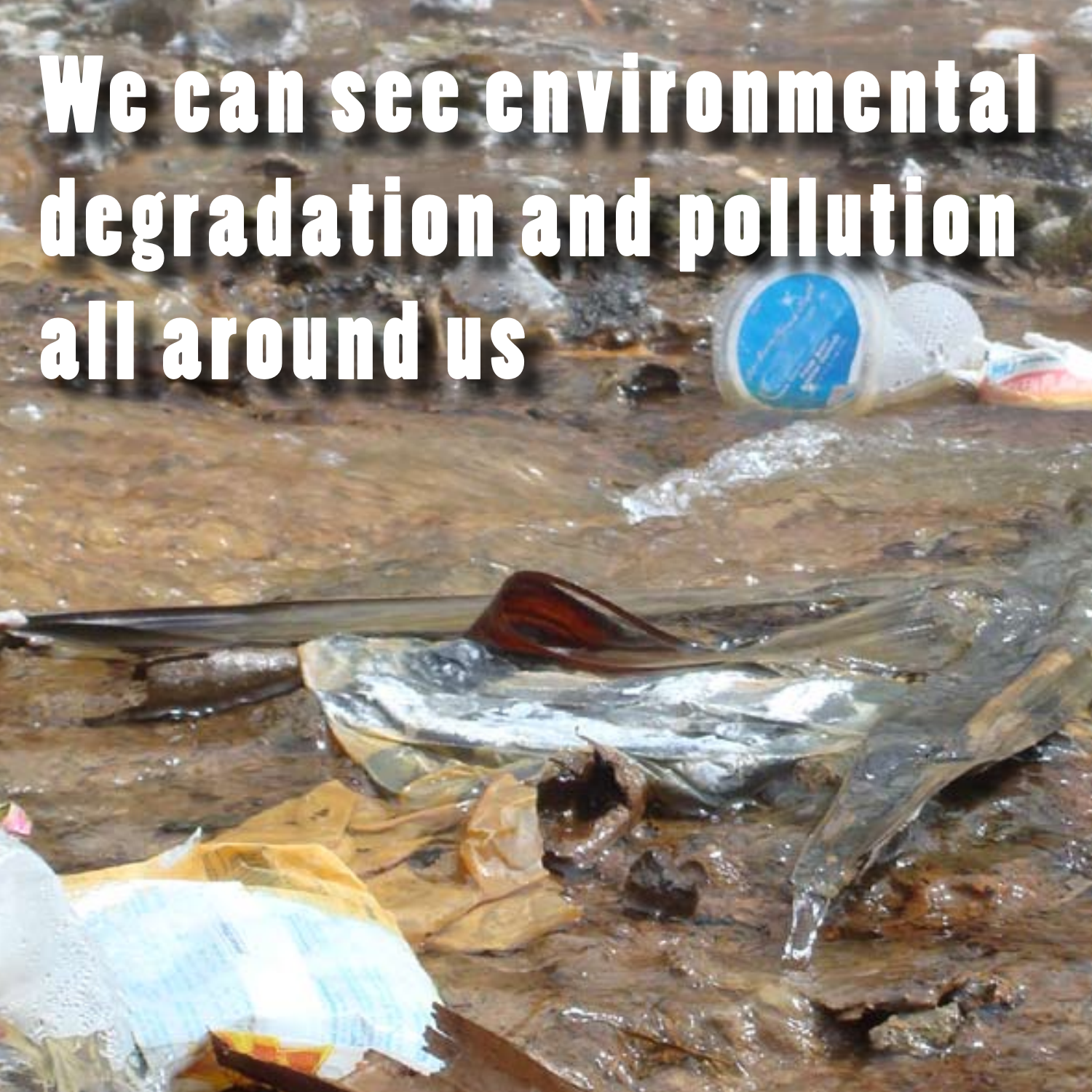We can see environmental degradation and pollution all around us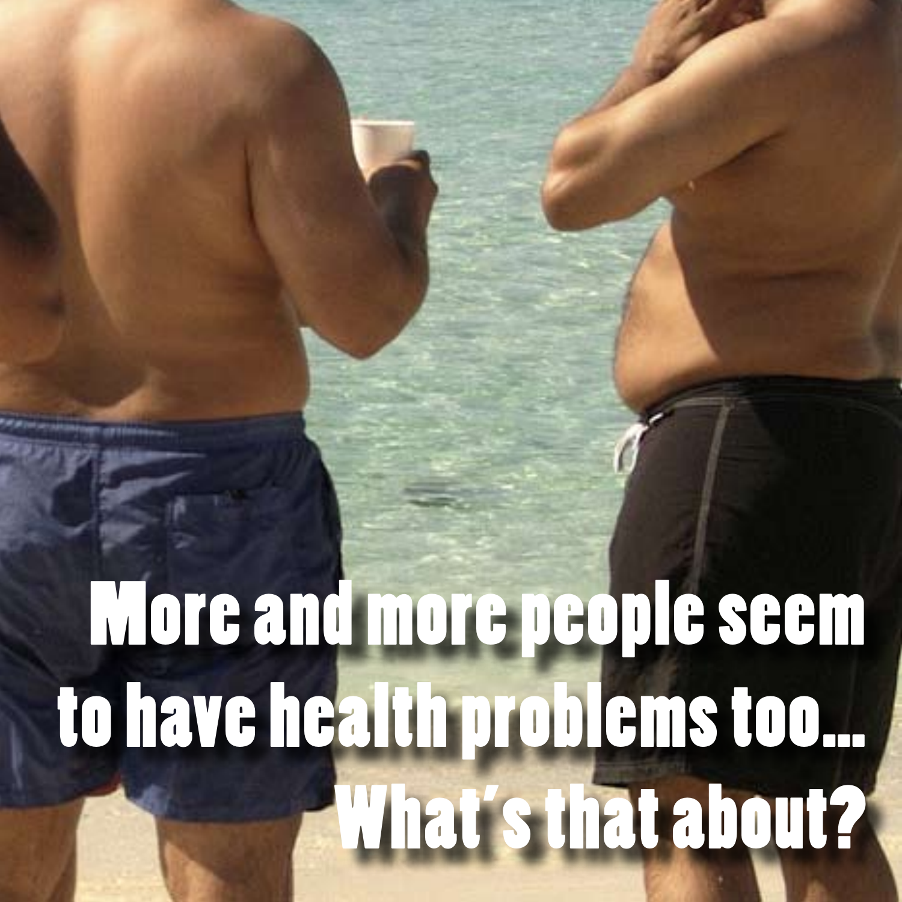More and more people seem to have health problems too... What's that about?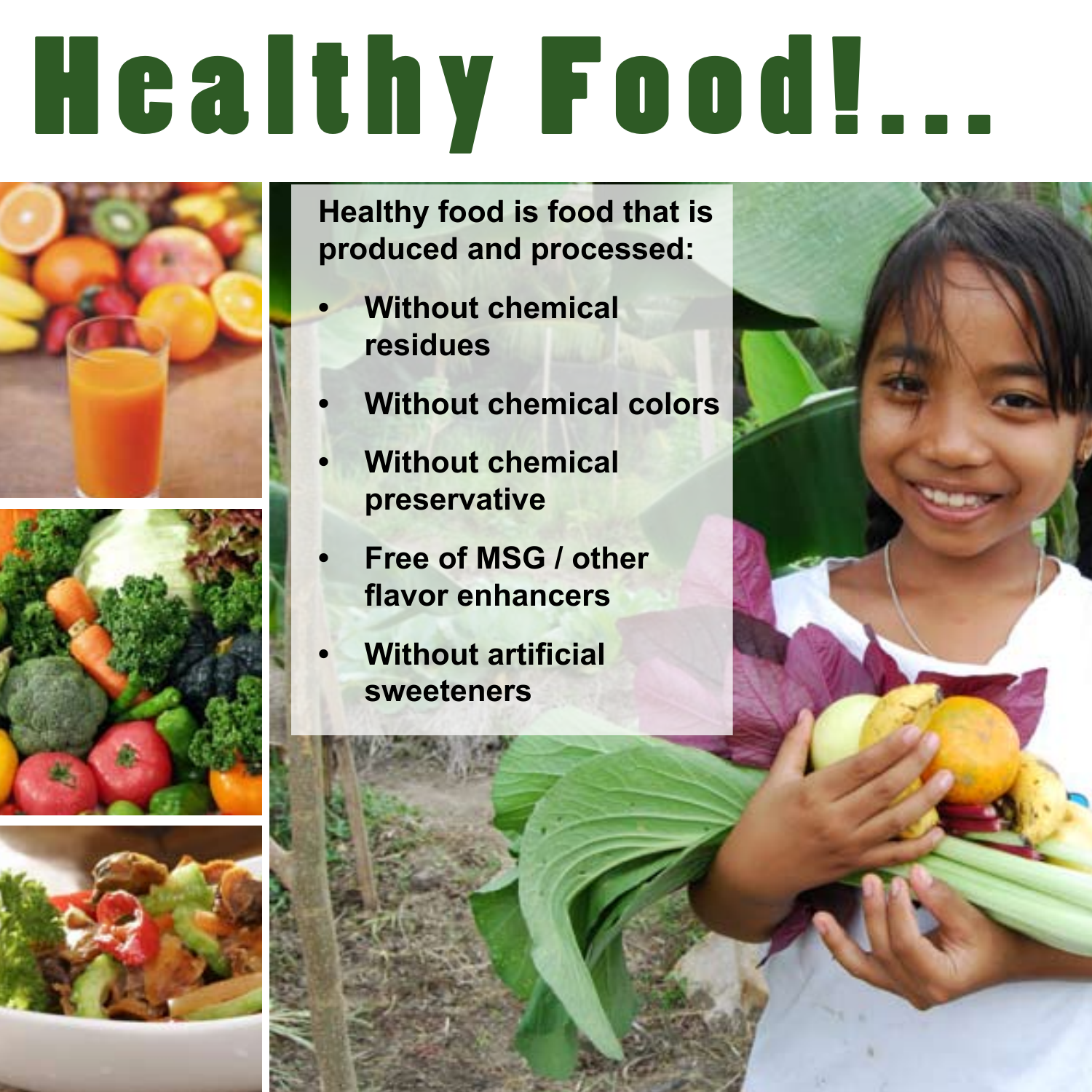# Healthy Food!...

Healthy food is food that is produced and processed:

- Without chemical residues
- Without chemical colors
- Without chemical preservative
- Free of MSG / other flavor enhancers
- Without artificial sweeteners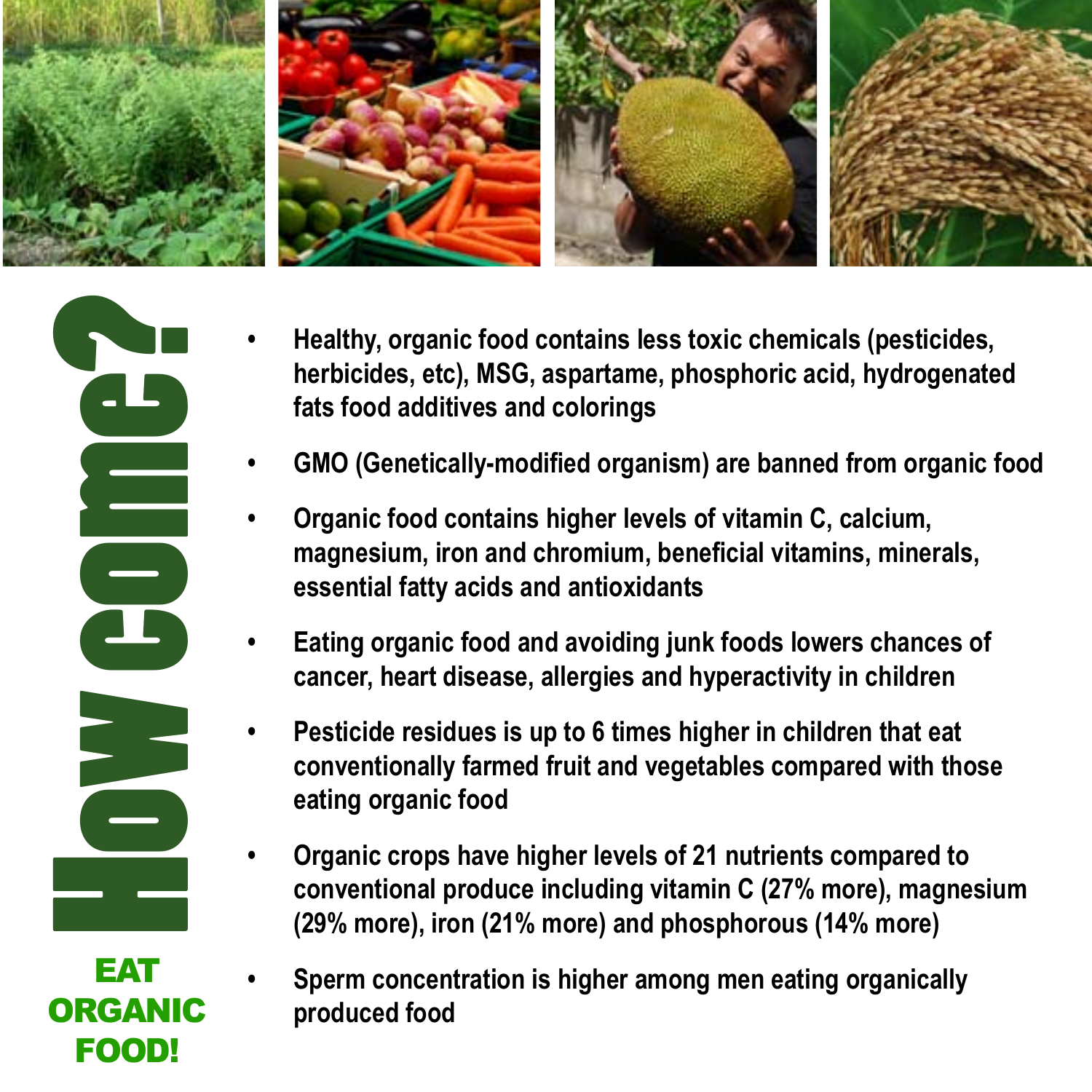# How come?

## EAT ORGANIC FOOD!

- Healthy, organic food contains less toxic chemicals (pesticides, herbicides, etc), MSG, aspartame, phosphoric acid, hydrogenated fats food additives and colorings
- GMO (Genetically-modified organism) are banned from organic food
- Organic food contains higher levels of vitamin C, calcium, magnesium, iron and chromium, beneficial vitamins, minerals, essential fatty acids and antioxidants
- Eating organic food and avoiding junk foods lowers chances of cancer, heart disease, allergies and hyperactivity in children
- Pesticide residues is up to 6 times higher in children that eat conventionally farmed fruit and vegetables compared with those eating organic food
- Organic crops have higher levels of 21 nutrients compared to conventional produce including vitamin C (27% more), magnesium (29% more), iron (21% more) and phosphorous (14% more)
- Sperm concentration is higher among men eating organically produced food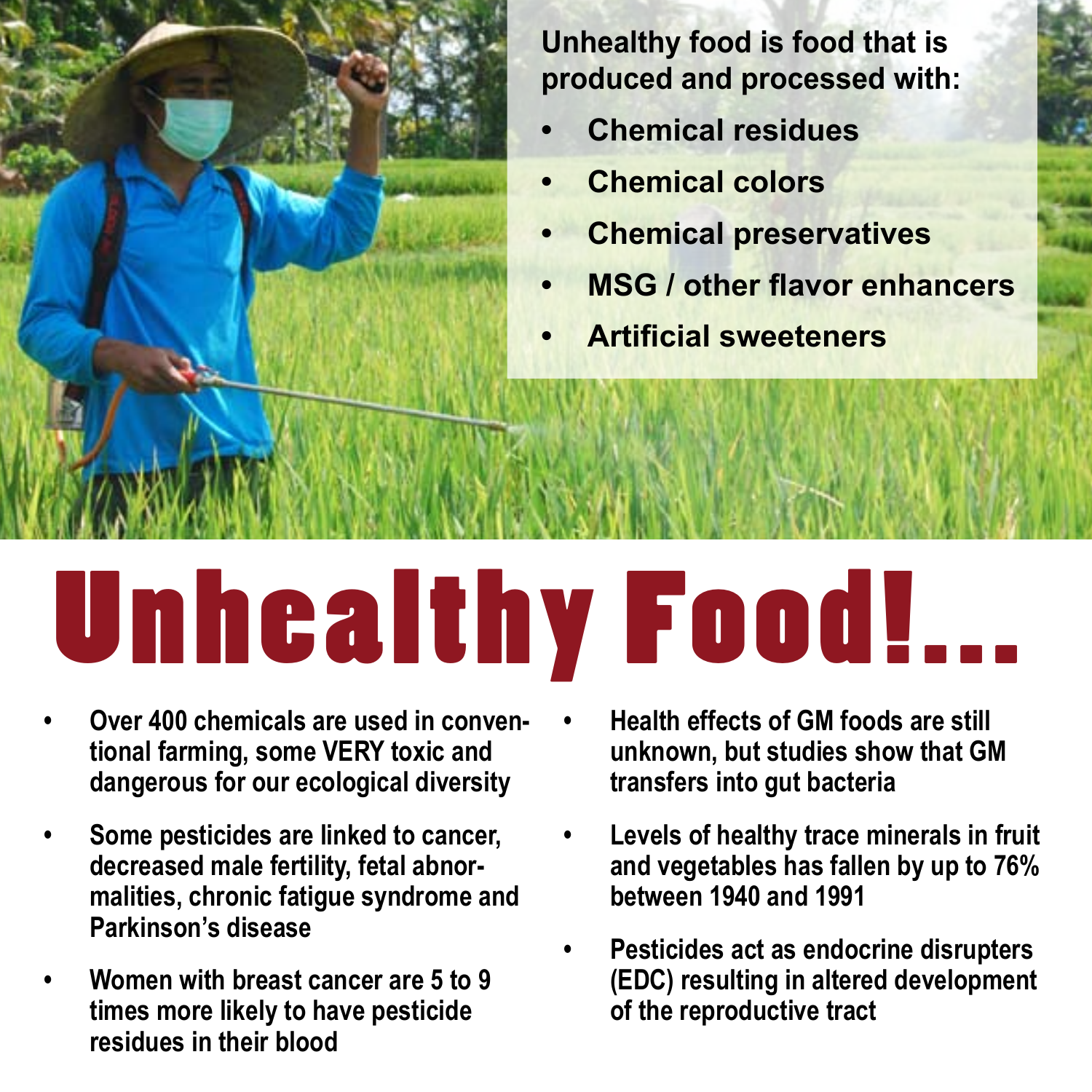Unhealthy food is food that is produced and processed with:

- Chemical residues
- Chemical colors
- Chemical preservatives
- MSG / other flavor enhancers
- Artificial sweeteners

# Unhealthy Food!...

- Over 400 chemicals are used in conventional farming, some VERY toxic and dangerous for our ecological diversity
- Some pesticides are linked to cancer, decreased male fertility, fetal abnormalities, chronic fatigue syndrome and Parkinson's disease
- Women with breast cancer are 5 to 9 times more likely to have pesticide residues in their blood
- Health effects of GM foods are still unknown, but studies show that GM transfers into gut bacteria
- Levels of healthy trace minerals in fruit and vegetables has fallen by up to 76% between 1940 and 1991
- Pesticides act as endocrine disrupters (EDC) resulting in altered development of the reproductive tract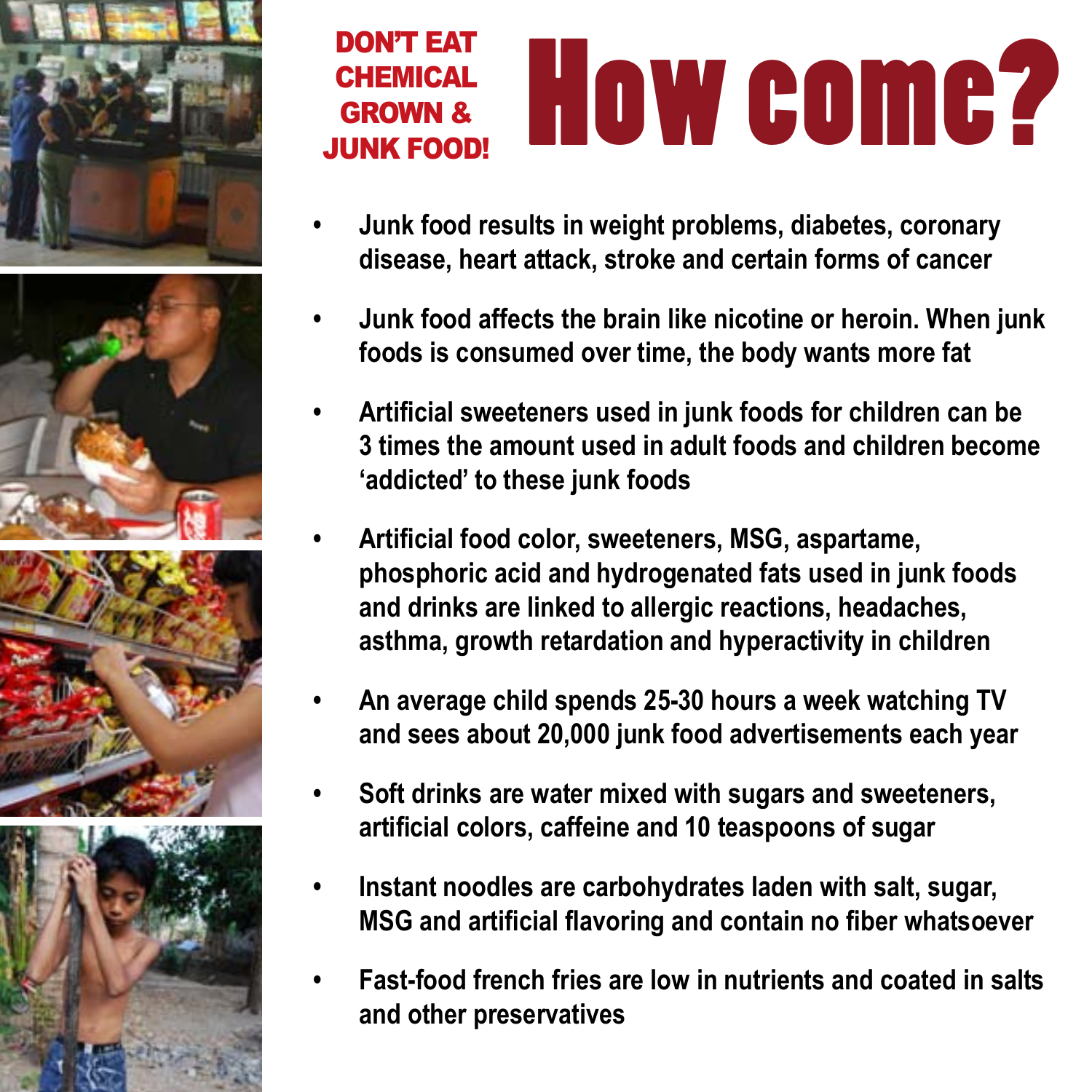**DON'T EAT CHEMICAL GROWN & JUNK FOOD!**

# How come?

- Junk food results in weight problems, diabetes, coronary disease, heart attack, stroke and certain forms of cancer
- Junk food affects the brain like nicotine or heroin. When junk foods is consumed over time, the body wants more fat
- Artificial sweeteners used in junk foods for children can be 3 times the amount used in adult foods and children become 'addicted' to these junk foods
- Artificial food color, sweeteners, MSG, aspartame, phosphoric acid and hydrogenated fats used in junk foods and drinks are linked to allergic reactions, headaches, asthma, growth retardation and hyperactivity in children
- An average child spends 25-30 hours a week watching TV and sees about 20,000 junk food advertisements each year
- Soft drinks are water mixed with sugars and sweeteners, artificial colors, caffeine and 10 teaspoons of sugar
- Instant noodles are carbohydrates laden with salt, sugar, MSG and artificial flavoring and contain no fiber whatsoever
- Fast-food french fries are low in nutrients and coated in salts and other preservatives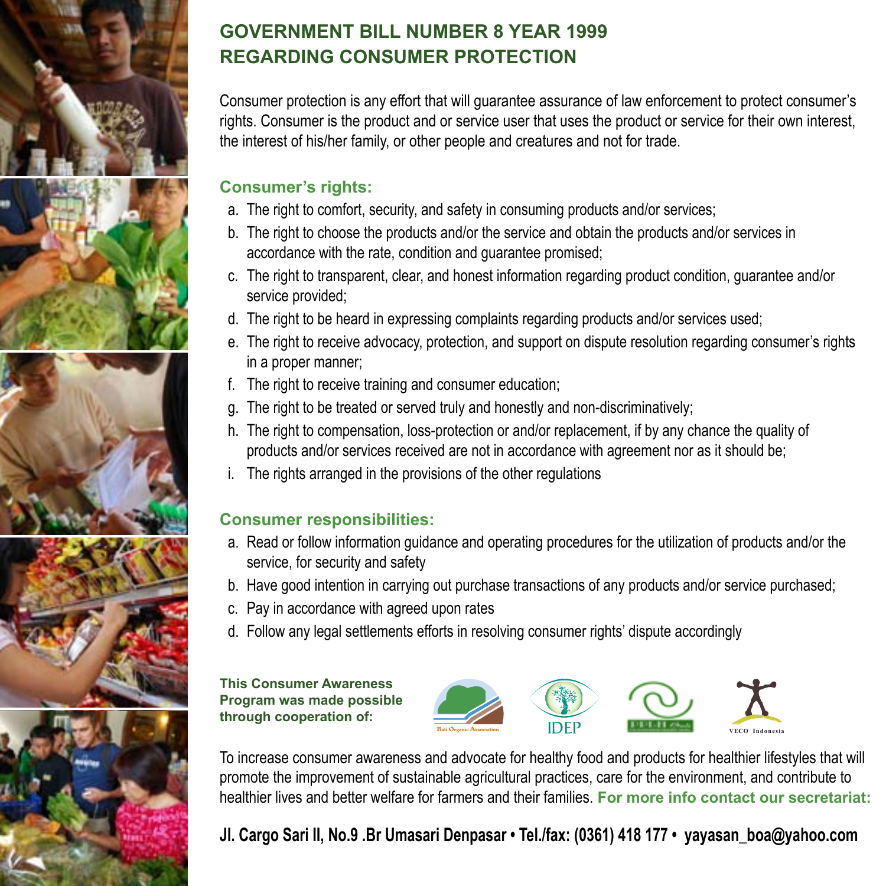## GOVERNMENT BILL NUMBER 8 YEAR 1999 REGARDING CONSUMER PROTECTION

Consumer protection is any effort that will guarantee assurance of law enforcement to protect consumer's rights. Consumer is the product and or service user that uses the product or service for their own interest, the interest of his/her family, or other people and creatures and not for trade.

### Consumer's rights:

a. The right to comfort, security, and safety in consuming products and/or services;
b. The right to choose the products and/or the service and obtain the products and/or services in accordance with the rate, condition and guarantee promised;
c. The right to transparent, clear, and honest information regarding product condition, guarantee and/or service provided;
d. The right to be heard in expressing complaints regarding products and/or services used;
e. The right to receive advocacy, protection, and support on dispute resolution regarding consumer's rights in a proper manner;
f. The right to receive training and consumer education;
g. The right to be treated or served truly and honestly and non-discriminatively;
h. The right to compensation, loss-protection or and/or replacement, if by any chance the quality of products and/or services received are not in accordance with agreement nor as it should be;
i. The rights arranged in the provisions of the other regulations

### Consumer responsibilities:

a. Read or follow information guidance and operating procedures for the utilization of products and/or the service, for security and safety
b. Have good intention in carrying out purchase transactions of any products and/or service purchased;
c. Pay in accordance with agreed upon rates
d. Follow any legal settlements efforts in resolving consumer rights' dispute accordingly

**This Consumer Awareness Program was made possible through cooperation of:**

Bali Organic Association IDEP VECO Indonesia

To increase consumer awareness and advocate for healthy food and products for healthier lifestyles that will promote the improvement of sustainable agricultural practices, care for the environment, and contribute to healthier lives and better welfare for farmers and their families. **For more info contact our secretariat:**

**Jl. Cargo Sari II, No.9 .Br Umasari Denpasar • Tel./fax: (0361) 418 177 • yayasan_boa@yahoo.com**